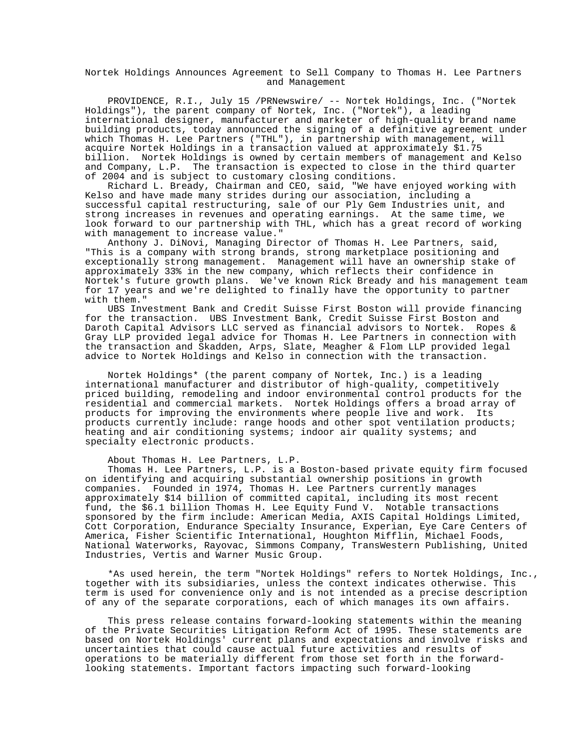# Nortek Holdings Announces Agreement to Sell Company to Thomas H. Lee Partners and Management

PROVIDENCE, R.I., July 15 /PRNewswire/ -- Nortek Holdings, Inc. ("Nortek Holdings"), the parent company of Nortek, Inc. ("Nortek"), a leading international designer, manufacturer and marketer of high-quality brand name building products, today announced the signing of a definitive agreement under which Thomas H. Lee Partners ("THL"), in partnership with management, will acquire Nortek Holdings in a transaction valued at approximately $1.75 billion. Nortek Holdings is owned by certain members of management and Kelso and Company, L.P. The transaction is expected to close in the third quarter of 2004 and is subject to customary closing conditions.

Richard L. Bready, Chairman and CEO, said, "We have enjoyed working with Kelso and have made many strides during our association, including a successful capital restructuring, sale of our Ply Gem Industries unit, and strong increases in revenues and operating earnings. At the same time, we look forward to our partnership with THL, which has a great record of working with management to increase value."

Anthony J. DiNovi, Managing Director of Thomas H. Lee Partners, said, "This is a company with strong brands, strong marketplace positioning and exceptionally strong management. Management will have an ownership stake of approximately 33% in the new company, which reflects their confidence in Nortek's future growth plans. We've known Rick Bready and his management team for 17 years and we're delighted to finally have the opportunity to partner with them."

UBS Investment Bank and Credit Suisse First Boston will provide financing for the transaction. UBS Investment Bank, Credit Suisse First Boston and Daroth Capital Advisors LLC served as financial advisors to Nortek. Ropes & Gray LLP provided legal advice for Thomas H. Lee Partners in connection with the transaction and Skadden, Arps, Slate, Meagher & Flom LLP provided legal advice to Nortek Holdings and Kelso in connection with the transaction.

Nortek Holdings* (the parent company of Nortek, Inc.) is a leading international manufacturer and distributor of high-quality, competitively priced building, remodeling and indoor environmental control products for the residential and commercial markets. Nortek Holdings offers a broad array of products for improving the environments where people live and work. Its products currently include: range hoods and other spot ventilation products; heating and air conditioning systems; indoor air quality systems; and specialty electronic products.

## About Thomas H. Lee Partners, L.P.

Thomas H. Lee Partners, L.P. is a Boston-based private equity firm focused on identifying and acquiring substantial ownership positions in growth companies. Founded in 1974, Thomas H. Lee Partners currently manages approximately $14 billion of committed capital, including its most recent fund, the $6.1 billion Thomas H. Lee Equity Fund V. Notable transactions sponsored by the firm include: American Media, AXIS Capital Holdings Limited, Cott Corporation, Endurance Specialty Insurance, Experian, Eye Care Centers of America, Fisher Scientific International, Houghton Mifflin, Michael Foods, National Waterworks, Rayovac, Simmons Company, TransWestern Publishing, United Industries, Vertis and Warner Music Group.

*As used herein, the term "Nortek Holdings" refers to Nortek Holdings, Inc., together with its subsidiaries, unless the context indicates otherwise. This term is used for convenience only and is not intended as a precise description of any of the separate corporations, each of which manages its own affairs.

This press release contains forward-looking statements within the meaning of the Private Securities Litigation Reform Act of 1995. These statements are based on Nortek Holdings' current plans and expectations and involve risks and uncertainties that could cause actual future activities and results of operations to be materially different from those set forth in the forward-looking statements. Important factors impacting such forward-looking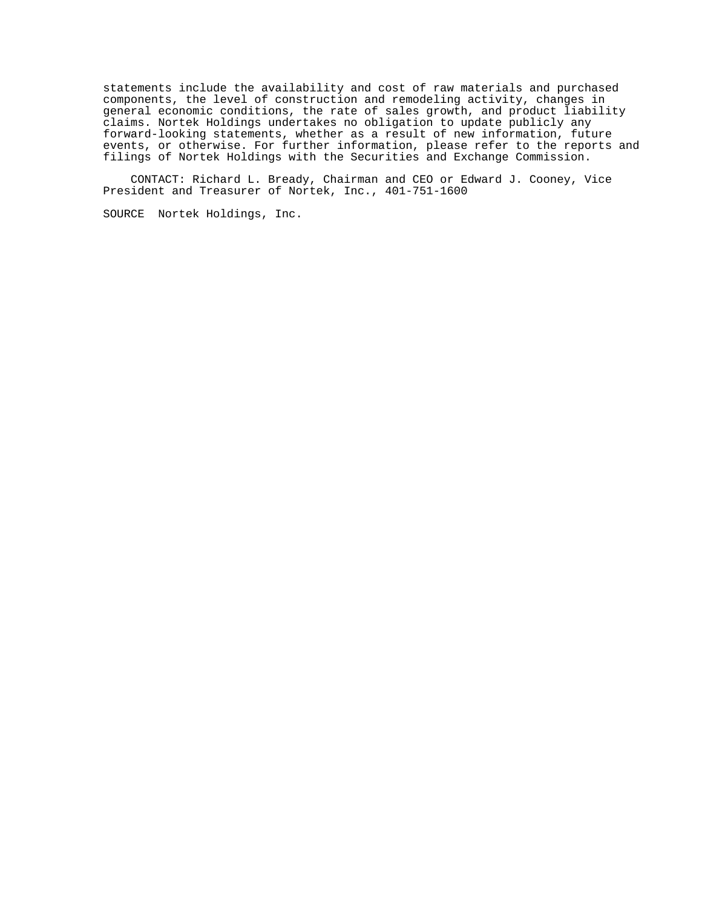statements include the availability and cost of raw materials and purchased components, the level of construction and remodeling activity, changes in general economic conditions, the rate of sales growth, and product liability claims. Nortek Holdings undertakes no obligation to update publicly any forward-looking statements, whether as a result of new information, future events, or otherwise. For further information, please refer to the reports and filings of Nortek Holdings with the Securities and Exchange Commission.

CONTACT: Richard L. Bready, Chairman and CEO or Edward J. Cooney, Vice President and Treasurer of Nortek, Inc., 401-751-1600

SOURCE Nortek Holdings, Inc.